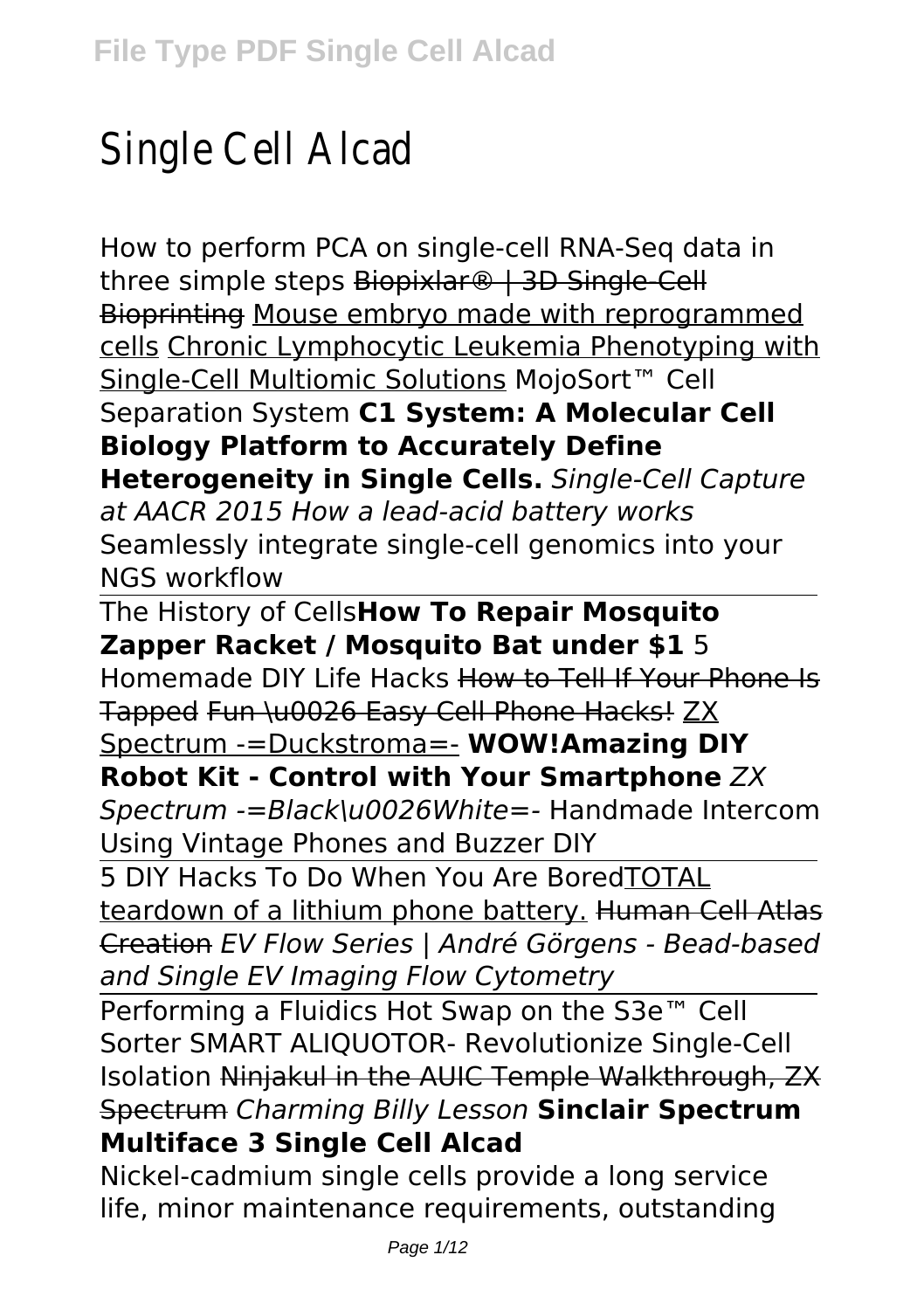# Single Cell Alcad

How to perform PCA on single-cell RNA-Seq data in three simple steps ~~Biopixlar® | 3D Single-Cell Bioprinting~~ Mouse embryo made with reprogrammed cells Chronic Lymphocytic Leukemia Phenotyping with Single-Cell Multiomic Solutions MojoSort™ Cell Separation System **C1 System: A Molecular Cell Biology Platform to Accurately Define Heterogeneity in Single Cells.** *Single-Cell Capture at AACR 2015 How a lead-acid battery works* Seamlessly integrate single-cell genomics into your NGS workflow

The History of Cells**How To Repair Mosquito Zapper Racket / Mosquito Bat under $1** 5 Homemade DIY Life Hacks ~~How to Tell If Your Phone Is Tapped~~ ~~Fun \u0026 Easy Cell Phone Hacks!~~ ZX Spectrum -=Duckstroma=- **WOW!Amazing DIY Robot Kit - Control with Your Smartphone** *ZX Spectrum -=Black\u0026White=-* Handmade Intercom Using Vintage Phones and Buzzer DIY

5 DIY Hacks To Do When You Are BoredTOTAL teardown of a lithium phone battery. ~~Human Cell Atlas Creation~~ *EV Flow Series | André Görgens - Bead-based and Single EV Imaging Flow Cytometry*

Performing a Fluidics Hot Swap on the S3e™ Cell Sorter SMART ALIQUOTOR- Revolutionize Single-Cell Isolation ~~Ninjakul in the AUIC Temple Walkthrough, ZX Spectrum~~ *Charming Billy Lesson* **Sinclair Spectrum Multiface 3 Single Cell Alcad**

Nickel-cadmium single cells provide a long service life, minor maintenance requirements, outstanding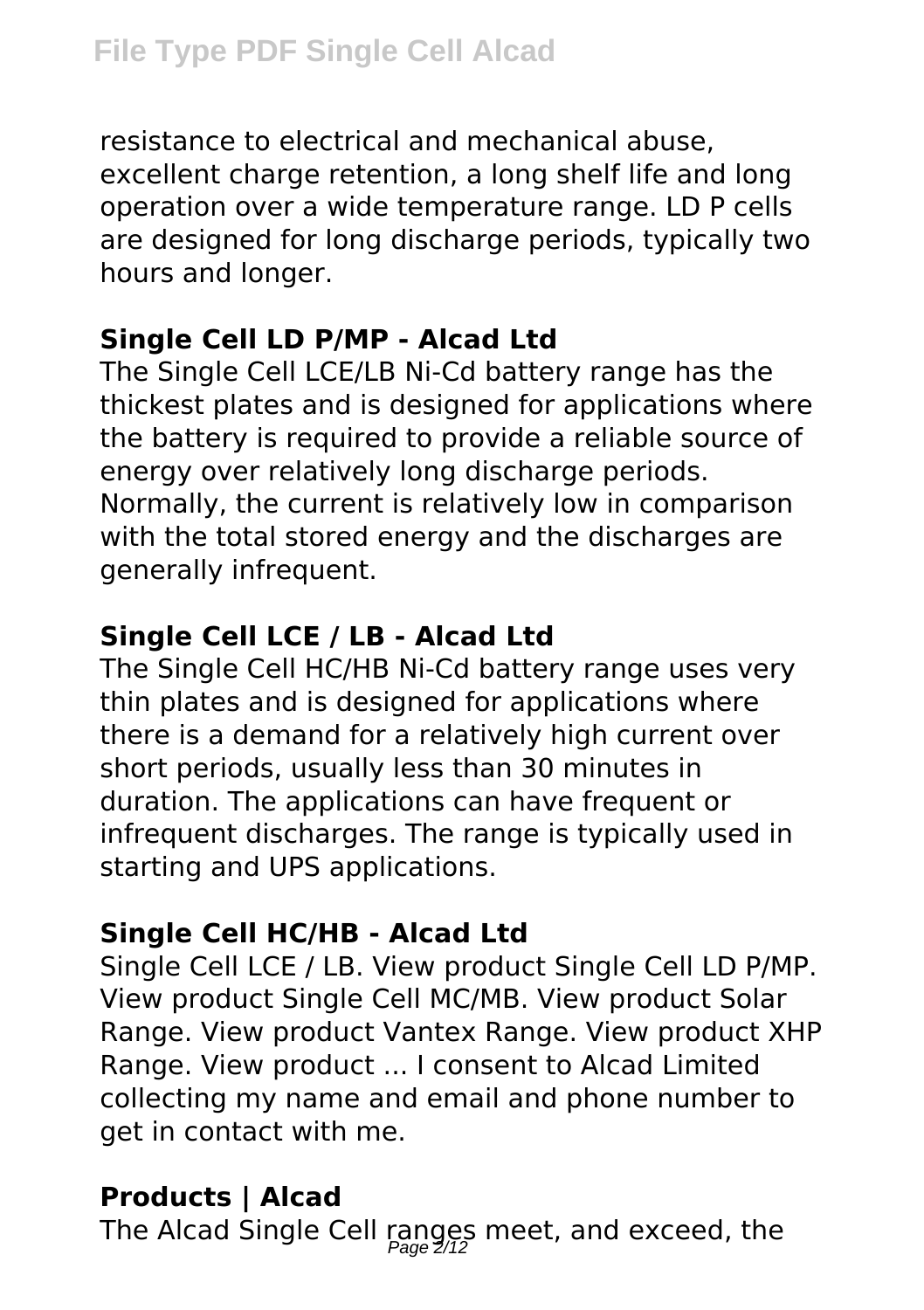resistance to electrical and mechanical abuse, excellent charge retention, a long shelf life and long operation over a wide temperature range. LD P cells are designed for long discharge periods, typically two hours and longer.

## Single Cell LD P/MP - Alcad Ltd

The Single Cell LCE/LB Ni-Cd battery range has the thickest plates and is designed for applications where the battery is required to provide a reliable source of energy over relatively long discharge periods. Normally, the current is relatively low in comparison with the total stored energy and the discharges are generally infrequent.

## Single Cell LCE / LB - Alcad Ltd

The Single Cell HC/HB Ni-Cd battery range uses very thin plates and is designed for applications where there is a demand for a relatively high current over short periods, usually less than 30 minutes in duration. The applications can have frequent or infrequent discharges. The range is typically used in starting and UPS applications.

## Single Cell HC/HB - Alcad Ltd

Single Cell LCE / LB. View product Single Cell LD P/MP. View product Single Cell MC/MB. View product Solar Range. View product Vantex Range. View product XHP Range. View product ... I consent to Alcad Limited collecting my name and email and phone number to get in contact with me.

## Products | Alcad

The Alcad Single Cell ranges meet, and exceed, the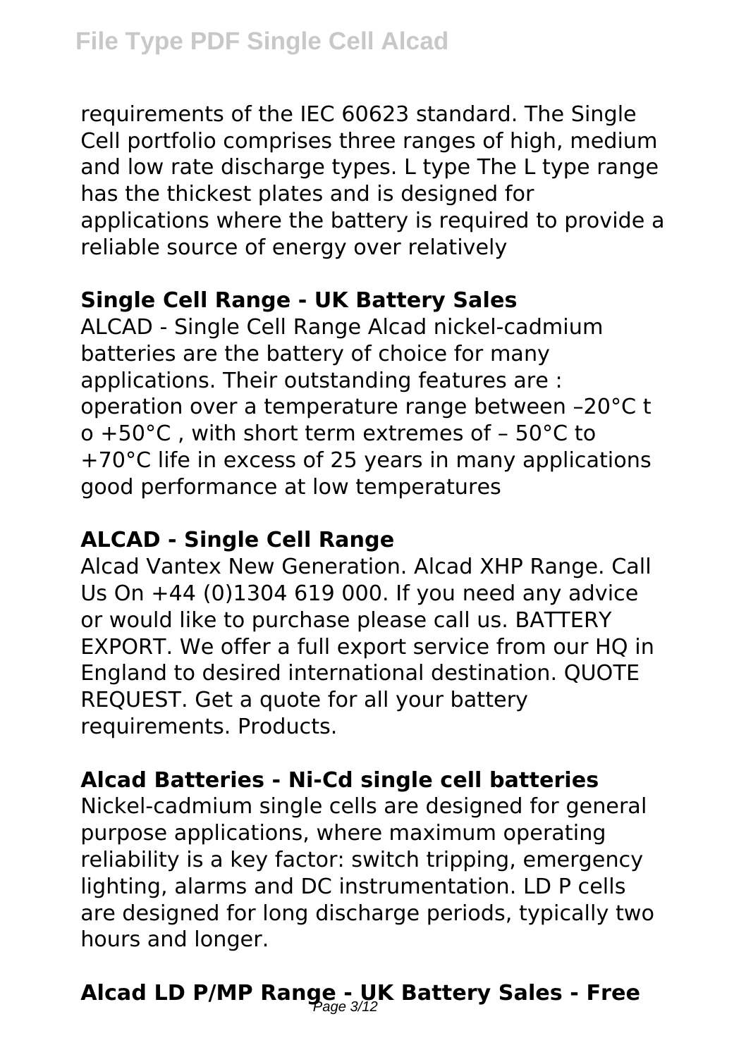requirements of the IEC 60623 standard. The Single Cell portfolio comprises three ranges of high, medium and low rate discharge types. L type The L type range has the thickest plates and is designed for applications where the battery is required to provide a reliable source of energy over relatively

## Single Cell Range - UK Battery Sales

ALCAD - Single Cell Range Alcad nickel-cadmium batteries are the battery of choice for many applications. Their outstanding features are : operation over a temperature range between –20°C t o +50°C , with short term extremes of – 50°C to +70°C life in excess of 25 years in many applications good performance at low temperatures

## ALCAD - Single Cell Range

Alcad Vantex New Generation. Alcad XHP Range. Call Us On +44 (0)1304 619 000. If you need any advice or would like to purchase please call us. BATTERY EXPORT. We offer a full export service from our HQ in England to desired international destination. QUOTE REQUEST. Get a quote for all your battery requirements. Products.

## Alcad Batteries - Ni-Cd single cell batteries

Nickel-cadmium single cells are designed for general purpose applications, where maximum operating reliability is a key factor: switch tripping, emergency lighting, alarms and DC instrumentation. LD P cells are designed for long discharge periods, typically two hours and longer.

## Alcad LD P/MP Range - UK Battery Sales - Free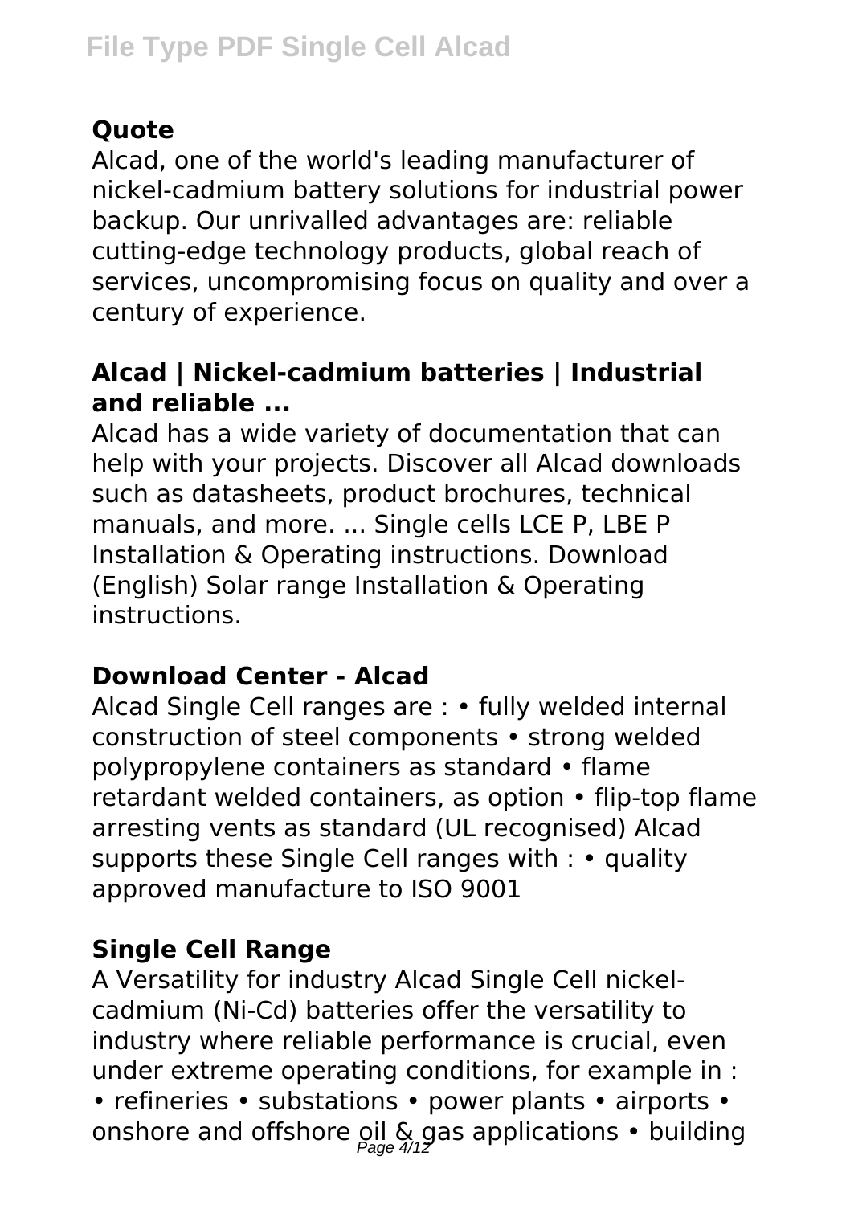## Quote

Alcad, one of the world's leading manufacturer of nickel-cadmium battery solutions for industrial power backup. Our unrivalled advantages are: reliable cutting-edge technology products, global reach of services, uncompromising focus on quality and over a century of experience.

## Alcad | Nickel-cadmium batteries | Industrial and reliable ...

Alcad has a wide variety of documentation that can help with your projects. Discover all Alcad downloads such as datasheets, product brochures, technical manuals, and more. ... Single cells LCE P, LBE P Installation & Operating instructions. Download (English) Solar range Installation & Operating instructions.

## Download Center - Alcad

Alcad Single Cell ranges are : • fully welded internal construction of steel components • strong welded polypropylene containers as standard • flame retardant welded containers, as option • flip-top flame arresting vents as standard (UL recognised) Alcad supports these Single Cell ranges with : • quality approved manufacture to ISO 9001

## Single Cell Range

A Versatility for industry Alcad Single Cell nickel-cadmium (Ni-Cd) batteries offer the versatility to industry where reliable performance is crucial, even under extreme operating conditions, for example in : • refineries • substations • power plants • airports • onshore and offshore oil & gas applications • building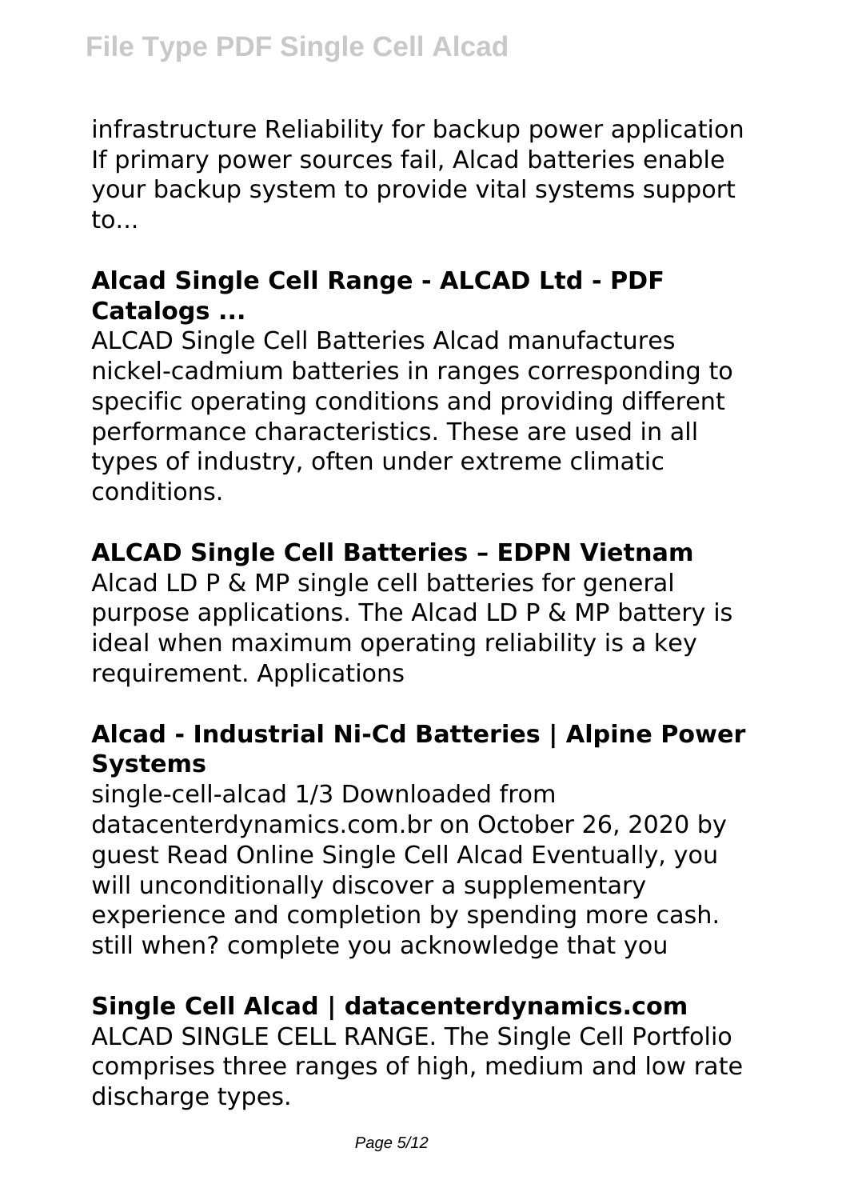infrastructure Reliability for backup power application If primary power sources fail, Alcad batteries enable your backup system to provide vital systems support to...

### Alcad Single Cell Range - ALCAD Ltd - PDF Catalogs ...

ALCAD Single Cell Batteries Alcad manufactures nickel-cadmium batteries in ranges corresponding to specific operating conditions and providing different performance characteristics. These are used in all types of industry, often under extreme climatic conditions.

### ALCAD Single Cell Batteries – EDPN Vietnam

Alcad LD P & MP single cell batteries for general purpose applications. The Alcad LD P & MP battery is ideal when maximum operating reliability is a key requirement. Applications

### Alcad - Industrial Ni-Cd Batteries | Alpine Power Systems

single-cell-alcad 1/3 Downloaded from datacenterdynamics.com.br on October 26, 2020 by guest Read Online Single Cell Alcad Eventually, you will unconditionally discover a supplementary experience and completion by spending more cash. still when? complete you acknowledge that you

### Single Cell Alcad | datacenterdynamics.com

ALCAD SINGLE CELL RANGE. The Single Cell Portfolio comprises three ranges of high, medium and low rate discharge types.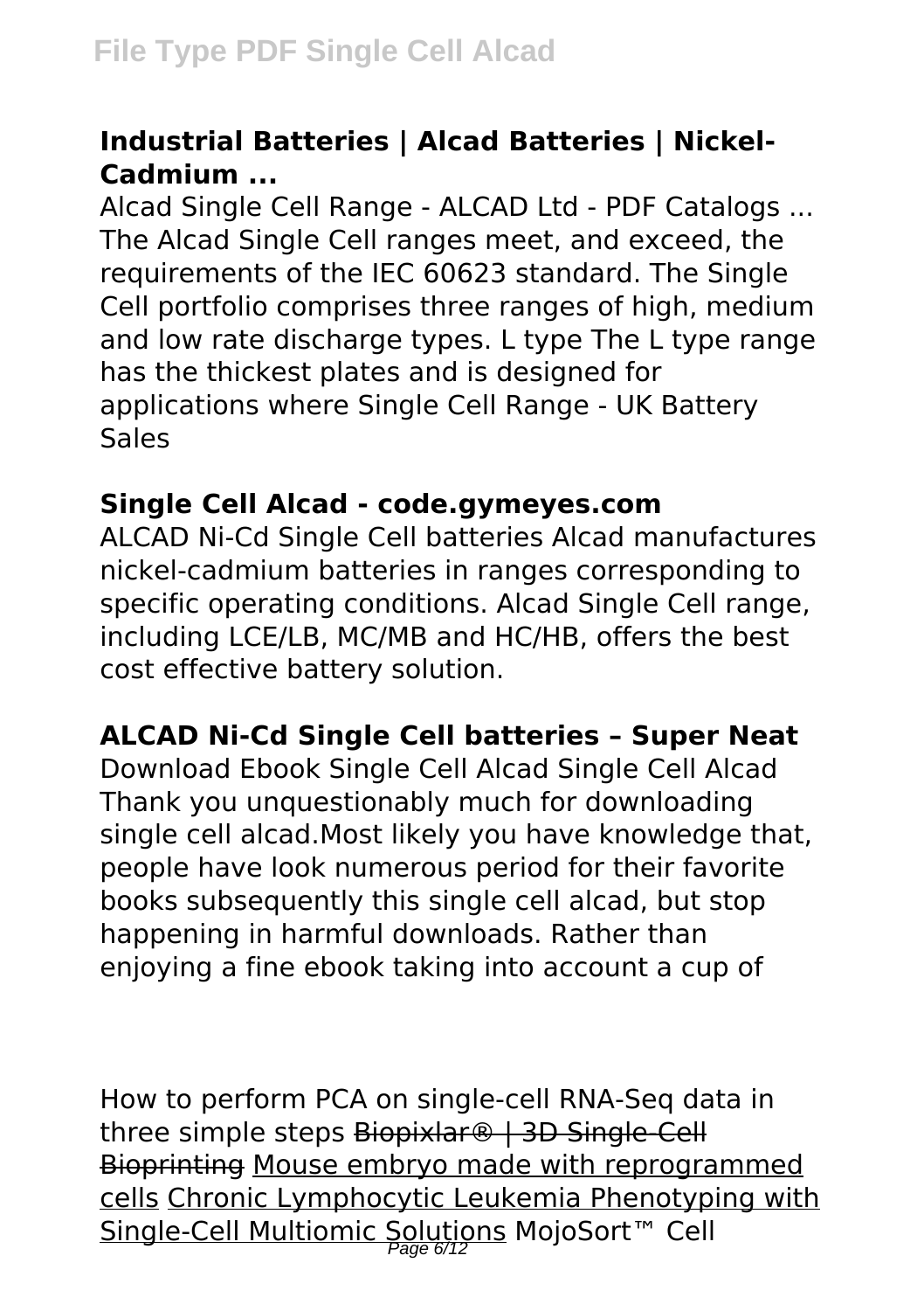### Industrial Batteries | Alcad Batteries | Nickel-Cadmium ...

Alcad Single Cell Range - ALCAD Ltd - PDF Catalogs ... The Alcad Single Cell ranges meet, and exceed, the requirements of the IEC 60623 standard. The Single Cell portfolio comprises three ranges of high, medium and low rate discharge types. L type The L type range has the thickest plates and is designed for applications where Single Cell Range - UK Battery Sales

### Single Cell Alcad - code.gymeyes.com

ALCAD Ni-Cd Single Cell batteries Alcad manufactures nickel-cadmium batteries in ranges corresponding to specific operating conditions. Alcad Single Cell range, including LCE/LB, MC/MB and HC/HB, offers the best cost effective battery solution.

### ALCAD Ni-Cd Single Cell batteries – Super Neat

Download Ebook Single Cell Alcad Single Cell Alcad Thank you unquestionably much for downloading single cell alcad.Most likely you have knowledge that, people have look numerous period for their favorite books subsequently this single cell alcad, but stop happening in harmful downloads. Rather than enjoying a fine ebook taking into account a cup of

How to perform PCA on single-cell RNA-Seq data in three simple steps ~~Biopixlar® | 3D Single-Cell Bioprinting~~ Mouse embryo made with reprogrammed cells Chronic Lymphocytic Leukemia Phenotyping with Single-Cell Multiomic Solutions MojoSort™ Cell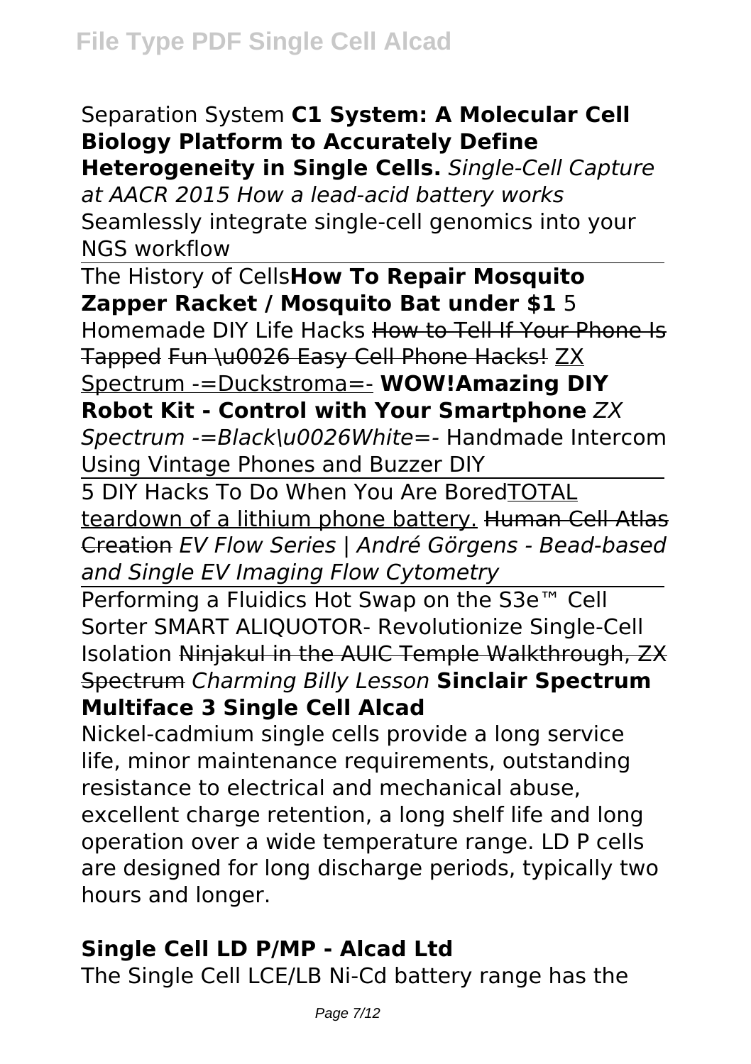Separation System **C1 System: A Molecular Cell Biology Platform to Accurately Define Heterogeneity in Single Cells.** *Single-Cell Capture at AACR 2015 How a lead-acid battery works* Seamlessly integrate single-cell genomics into your NGS workflow

The History of Cells**How To Repair Mosquito Zapper Racket / Mosquito Bat under $1** 5 Homemade DIY Life Hacks ~~How to Tell If Your Phone Is Tapped~~ ~~Fun \u0026 Easy Cell Phone Hacks!~~ ZX Spectrum -=Duckstroma=- **WOW!Amazing DIY Robot Kit - Control with Your Smartphone** *ZX Spectrum -=Black\u0026White=-* Handmade Intercom Using Vintage Phones and Buzzer DIY

5 DIY Hacks To Do When You Are BoredTOTAL teardown of a lithium phone battery. ~~Human Cell Atlas Creation~~ *EV Flow Series | André Görgens - Bead-based and Single EV Imaging Flow Cytometry*

Performing a Fluidics Hot Swap on the S3e™ Cell Sorter SMART ALIQUOTOR- Revolutionize Single-Cell Isolation ~~Ninjakul in the AUIC Temple Walkthrough, ZX Spectrum~~ *Charming Billy Lesson* **Sinclair Spectrum Multiface 3 Single Cell Alcad**

Nickel-cadmium single cells provide a long service life, minor maintenance requirements, outstanding resistance to electrical and mechanical abuse, excellent charge retention, a long shelf life and long operation over a wide temperature range. LD P cells are designed for long discharge periods, typically two hours and longer.

### Single Cell LD P/MP - Alcad Ltd

The Single Cell LCE/LB Ni-Cd battery range has the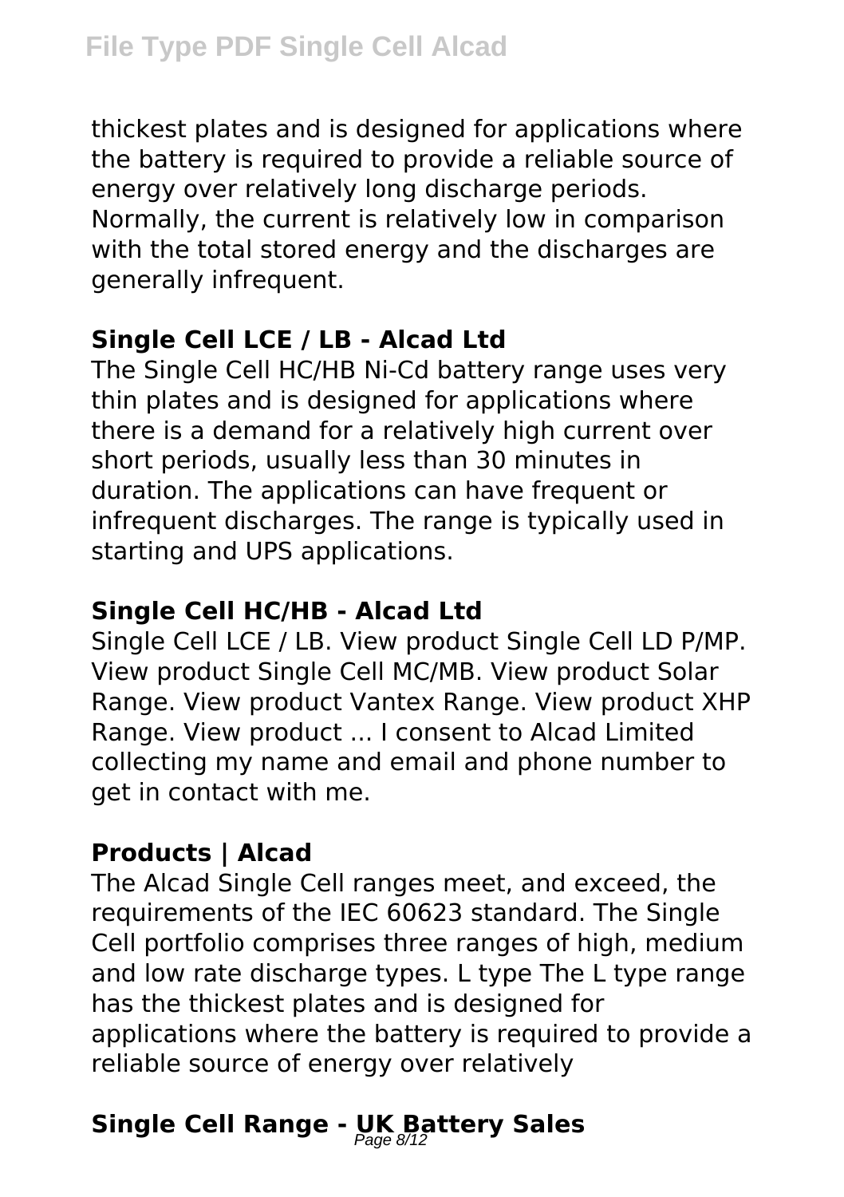thickest plates and is designed for applications where the battery is required to provide a reliable source of energy over relatively long discharge periods. Normally, the current is relatively low in comparison with the total stored energy and the discharges are generally infrequent.

**Single Cell LCE / LB - Alcad Ltd**

The Single Cell HC/HB Ni-Cd battery range uses very thin plates and is designed for applications where there is a demand for a relatively high current over short periods, usually less than 30 minutes in duration. The applications can have frequent or infrequent discharges. The range is typically used in starting and UPS applications.

**Single Cell HC/HB - Alcad Ltd**

Single Cell LCE / LB. View product Single Cell LD P/MP. View product Single Cell MC/MB. View product Solar Range. View product Vantex Range. View product XHP Range. View product ... I consent to Alcad Limited collecting my name and email and phone number to get in contact with me.

**Products | Alcad**

The Alcad Single Cell ranges meet, and exceed, the requirements of the IEC 60623 standard. The Single Cell portfolio comprises three ranges of high, medium and low rate discharge types. L type The L type range has the thickest plates and is designed for applications where the battery is required to provide a reliable source of energy over relatively

**Single Cell Range - UK Battery Sales**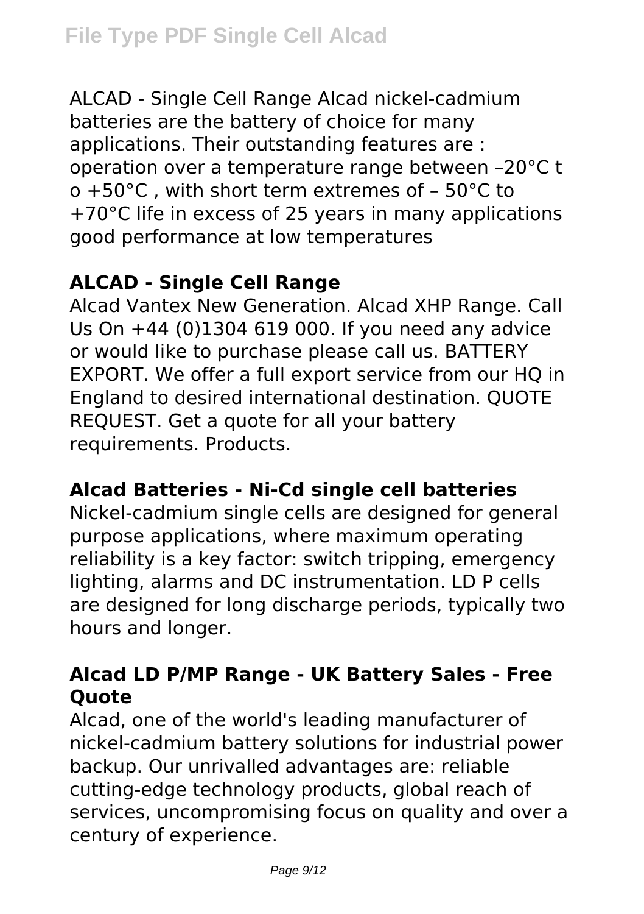ALCAD - Single Cell Range Alcad nickel-cadmium batteries are the battery of choice for many applications. Their outstanding features are : operation over a temperature range between –20°C t o +50°C , with short term extremes of – 50°C to +70°C life in excess of 25 years in many applications good performance at low temperatures

## ALCAD - Single Cell Range

Alcad Vantex New Generation. Alcad XHP Range. Call Us On +44 (0)1304 619 000. If you need any advice or would like to purchase please call us. BATTERY EXPORT. We offer a full export service from our HQ in England to desired international destination. QUOTE REQUEST. Get a quote for all your battery requirements. Products.

## Alcad Batteries - Ni-Cd single cell batteries

Nickel-cadmium single cells are designed for general purpose applications, where maximum operating reliability is a key factor: switch tripping, emergency lighting, alarms and DC instrumentation. LD P cells are designed for long discharge periods, typically two hours and longer.

## Alcad LD P/MP Range - UK Battery Sales - Free Quote

Alcad, one of the world's leading manufacturer of nickel-cadmium battery solutions for industrial power backup. Our unrivalled advantages are: reliable cutting-edge technology products, global reach of services, uncompromising focus on quality and over a century of experience.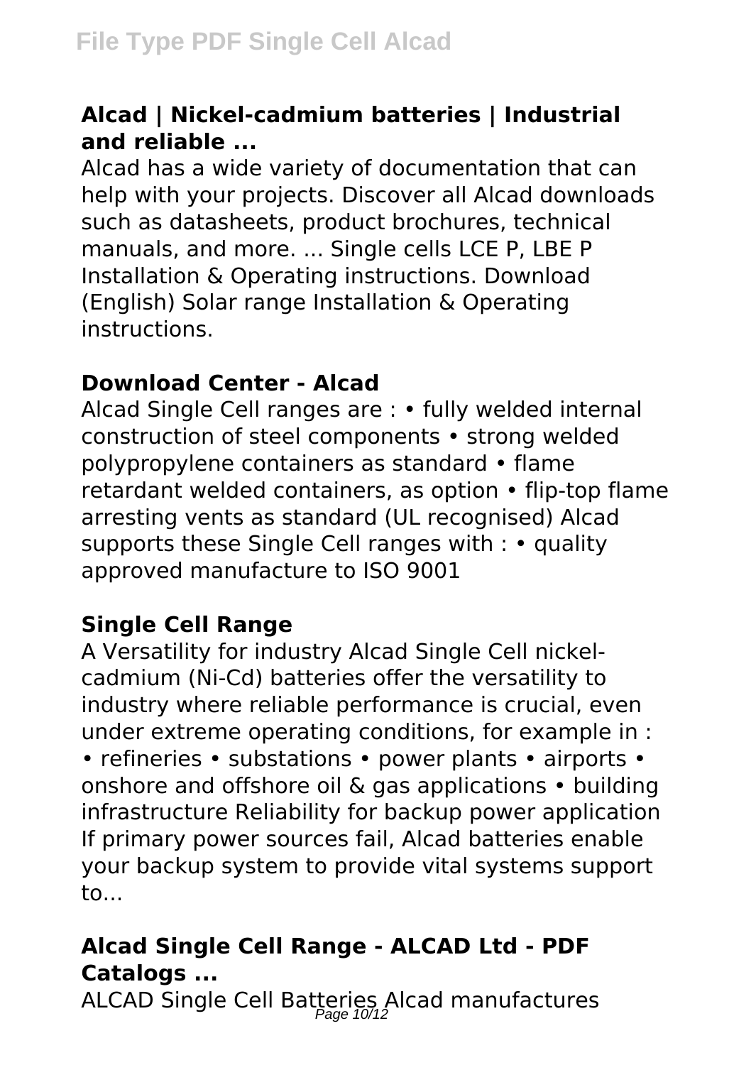### Alcad | Nickel-cadmium batteries | Industrial and reliable ...

Alcad has a wide variety of documentation that can help with your projects. Discover all Alcad downloads such as datasheets, product brochures, technical manuals, and more. ... Single cells LCE P, LBE P Installation & Operating instructions. Download (English) Solar range Installation & Operating instructions.

### Download Center - Alcad

Alcad Single Cell ranges are : • fully welded internal construction of steel components • strong welded polypropylene containers as standard • flame retardant welded containers, as option • flip-top flame arresting vents as standard (UL recognised) Alcad supports these Single Cell ranges with : • quality approved manufacture to ISO 9001

### Single Cell Range

A Versatility for industry Alcad Single Cell nickel-cadmium (Ni-Cd) batteries offer the versatility to industry where reliable performance is crucial, even under extreme operating conditions, for example in : • refineries • substations • power plants • airports • onshore and offshore oil & gas applications • building infrastructure Reliability for backup power application If primary power sources fail, Alcad batteries enable your backup system to provide vital systems support to...

### Alcad Single Cell Range - ALCAD Ltd - PDF Catalogs ...

ALCAD Single Cell Batteries Alcad manufactures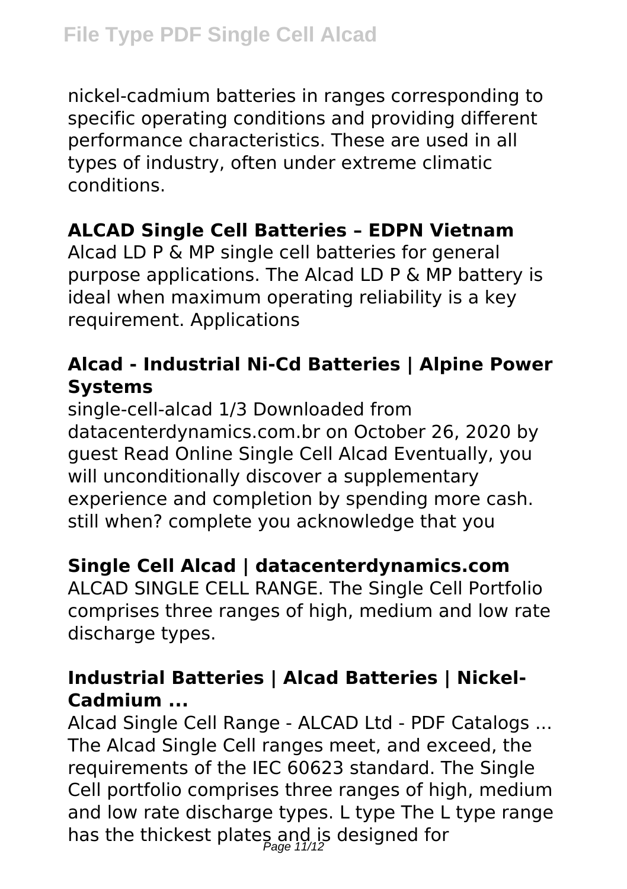nickel-cadmium batteries in ranges corresponding to specific operating conditions and providing different performance characteristics. These are used in all types of industry, often under extreme climatic conditions.

## ALCAD Single Cell Batteries – EDPN Vietnam

Alcad LD P & MP single cell batteries for general purpose applications. The Alcad LD P & MP battery is ideal when maximum operating reliability is a key requirement. Applications

## Alcad - Industrial Ni-Cd Batteries | Alpine Power Systems

single-cell-alcad 1/3 Downloaded from datacenterdynamics.com.br on October 26, 2020 by guest Read Online Single Cell Alcad Eventually, you will unconditionally discover a supplementary experience and completion by spending more cash. still when? complete you acknowledge that you

## Single Cell Alcad | datacenterdynamics.com

ALCAD SINGLE CELL RANGE. The Single Cell Portfolio comprises three ranges of high, medium and low rate discharge types.

## Industrial Batteries | Alcad Batteries | Nickel-Cadmium ...

Alcad Single Cell Range - ALCAD Ltd - PDF Catalogs ... The Alcad Single Cell ranges meet, and exceed, the requirements of the IEC 60623 standard. The Single Cell portfolio comprises three ranges of high, medium and low rate discharge types. L type The L type range has the thickest plates and is designed for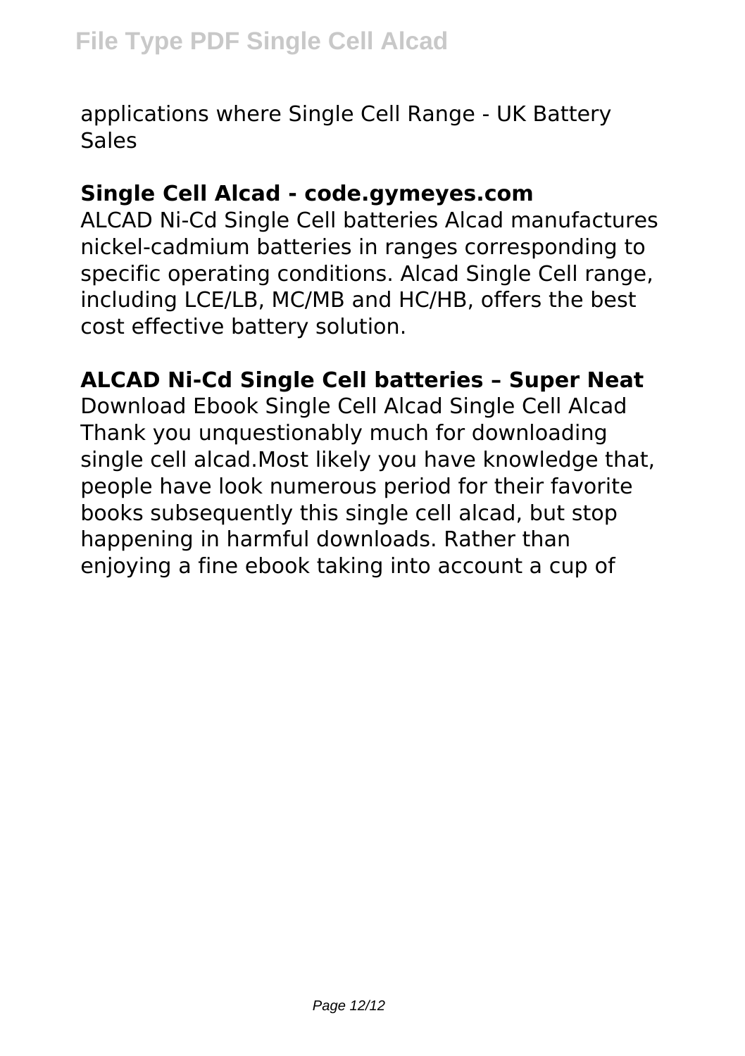applications where Single Cell Range - UK Battery Sales

**Single Cell Alcad - code.gymeyes.com**

ALCAD Ni-Cd Single Cell batteries Alcad manufactures nickel-cadmium batteries in ranges corresponding to specific operating conditions. Alcad Single Cell range, including LCE/LB, MC/MB and HC/HB, offers the best cost effective battery solution.

**ALCAD Ni-Cd Single Cell batteries – Super Neat**

Download Ebook Single Cell Alcad Single Cell Alcad Thank you unquestionably much for downloading single cell alcad.Most likely you have knowledge that, people have look numerous period for their favorite books subsequently this single cell alcad, but stop happening in harmful downloads. Rather than enjoying a fine ebook taking into account a cup of